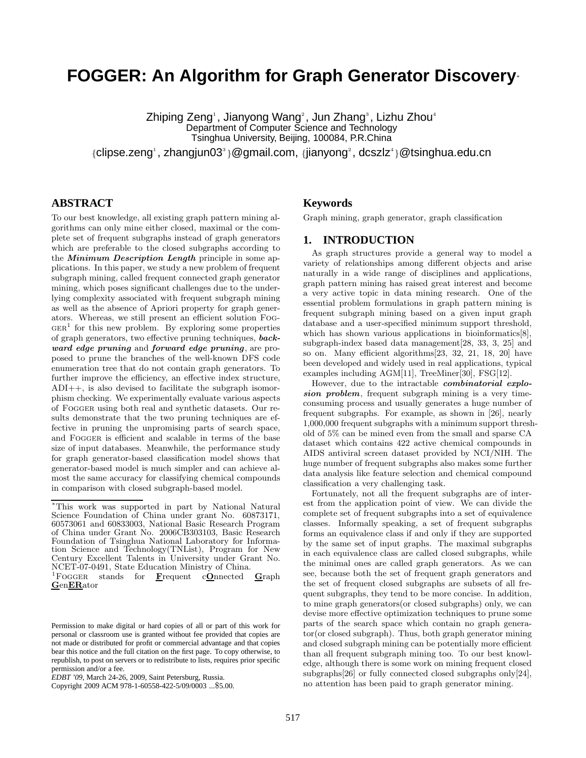# FOGGER: An Algorithm for Graph Generator Discovery*

Zhiping Zeng[1], Jianyong Wang[2], Jun Zhang[3], Lizhu Zhou[4]
Department of Computer Science and Technology
Tsinghua University, Beijing, 100084, P.R.China
{clipse.zeng[1], zhangjun03[3]}@gmail.com, {jianyong[2], dcszlz[4]}@tsinghua.edu.cn

## ABSTRACT

To our best knowledge, all existing graph pattern mining algorithms can only mine either closed, maximal or the complete set of frequent subgraphs instead of graph generators which are preferable to the closed subgraphs according to the ***Minimum Description Length*** principle in some applications. In this paper, we study a new problem of frequent subgraph mining, called frequent connected graph generator mining, which poses significant challenges due to the underlying complexity associated with frequent subgraph mining as well as the absence of Apriori property for graph generators. Whereas, we still present an efficient solution FOGGER[1] for this new problem. By exploring some properties of graph generators, two effective pruning techniques, ***backward edge pruning*** and ***forward edge pruning***, are proposed to prune the branches of the well-known DFS code enumeration tree that do not contain graph generators. To further improve the efficiency, an effective index structure, ADI++, is also devised to facilitate the subgraph isomorphism checking. We experimentally evaluate various aspects of FOGGER using both real and synthetic datasets. Our results demonstrate that the two pruning techniques are effective in pruning the unpromising parts of search space, and FOGGER is efficient and scalable in terms of the base size of input databases. Meanwhile, the performance study for graph generator-based classification model shows that generator-based model is much simpler and can achieve almost the same accuracy for classifying chemical compounds in comparison with closed subgraph-based model.

*This work was supported in part by National Natural Science Foundation of China under grant No. 60873171, 60573061 and 60833003, National Basic Research Program of China under Grant No. 2006CB303103, Basic Research Foundation of Tsinghua National Laboratory for Information Science and Technology(TNList), Program for New Century Excellent Talents in University under Grant No. NCET-07-0491, State Education Ministry of China.

[1]FOGGER stands for **F**requent c**O**nnected **G**raph **G**en**ER**ator

Permission to make digital or hard copies of all or part of this work for personal or classroom use is granted without fee provided that copies are not made or distributed for profit or commercial advantage and that copies bear this notice and the full citation on the first page. To copy otherwise, to republish, to post on servers or to redistribute to lists, requires prior specific permission and/or a fee.
*EDBT '09*, March 24-26, 2009, Saint Petersburg, Russia.
Copyright 2009 ACM 978-1-60558-422-5/09/0003 ...$5.00.

## Keywords

Graph mining, graph generator, graph classification

## 1. INTRODUCTION

As graph structures provide a general way to model a variety of relationships among different objects and arise naturally in a wide range of disciplines and applications, graph pattern mining has raised great interest and become a very active topic in data mining research. One of the essential problem formulations in graph pattern mining is frequent subgraph mining based on a given input graph database and a user-specified minimum support threshold, which has shown various applications in bioinformatics[8], subgraph-index based data management[28, 33, 3, 25] and so on. Many efficient algorithms[23, 32, 21, 18, 20] have been developed and widely used in real applications, typical examples including AGM[11], TreeMiner[30], FSG[12].

However, due to the intractable ***combinatorial explosion problem***, frequent subgraph mining is a very time-consuming process and usually generates a huge number of frequent subgraphs. For example, as shown in [26], nearly 1,000,000 frequent subgraphs with a minimum support threshold of 5% can be mined even from the small and sparse CA dataset which contains 422 active chemical compounds in AIDS antiviral screen dataset provided by NCI/NIH. The huge number of frequent subgraphs also makes some further data analysis like feature selection and chemical compound classification a very challenging task.

Fortunately, not all the frequent subgraphs are of interest from the application point of view. We can divide the complete set of frequent subgraphs into a set of equivalence classes. Informally speaking, a set of frequent subgraphs forms an equivalence class if and only if they are supported by the same set of input graphs. The maximal subgraphs in each equivalence class are called closed subgraphs, while the minimal ones are called graph generators. As we can see, because both the set of frequent graph generators and the set of frequent closed subgraphs are subsets of all frequent subgraphs, they tend to be more concise. In addition, to mine graph generators(or closed subgraphs) only, we can devise more effective optimization techniques to prune some parts of the search space which contain no graph generator(or closed subgraph). Thus, both graph generator mining and closed subgraph mining can be potentially more efficient than all frequent subgraph mining too. To our best knowledge, although there is some work on mining frequent closed subgraphs[26] or fully connected closed subgraphs only[24], no attention has been paid to graph generator mining.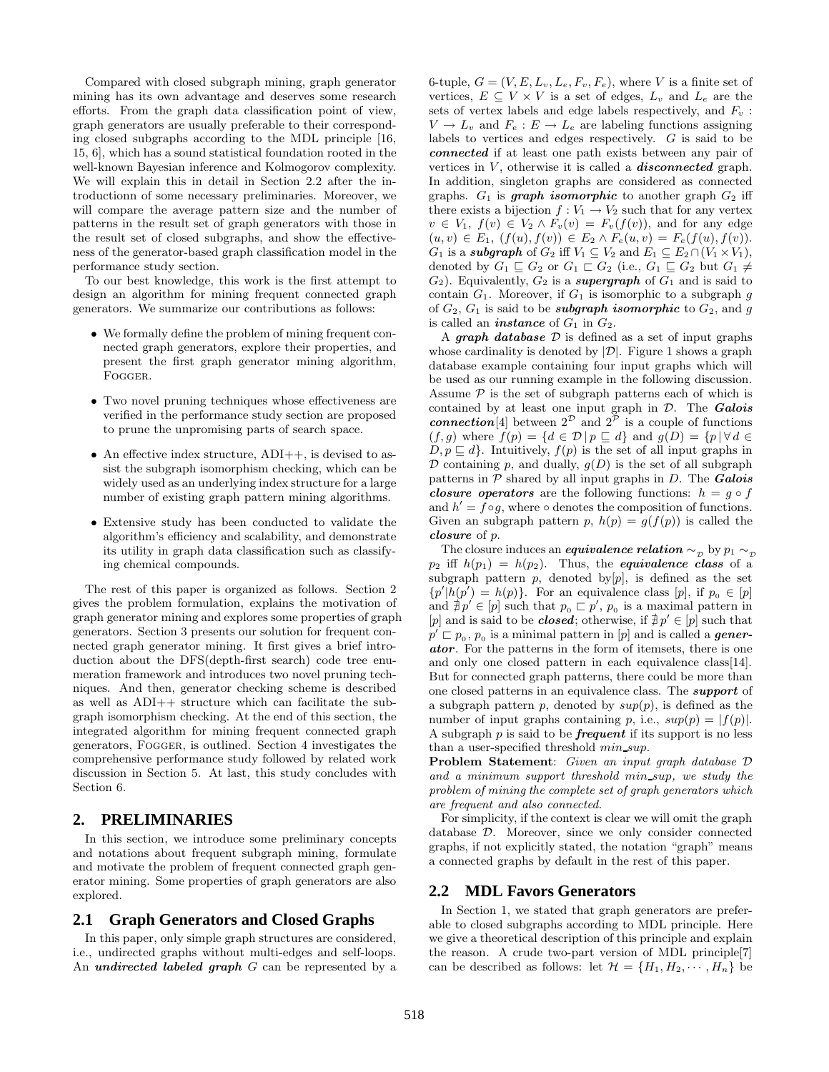Compared with closed subgraph mining, graph generator mining has its own advantage and deserves some research efforts. From the graph data classification point of view, graph generators are usually preferable to their corresponding closed subgraphs according to the MDL principle [16, 15, 6], which has a sound statistical foundation rooted in the well-known Bayesian inference and Kolmogorov complexity. We will explain this in detail in Section 2.2 after the introductionn of some necessary preliminaries. Moreover, we will compare the average pattern size and the number of patterns in the result set of graph generators with those in the result set of closed subgraphs, and show the effectiveness of the generator-based graph classification model in the performance study section.

To our best knowledge, this work is the first attempt to design an algorithm for mining frequent connected graph generators. We summarize our contributions as follows:

- We formally define the problem of mining frequent connected graph generators, explore their properties, and present the first graph generator mining algorithm, FOGGER.
- Two novel pruning techniques whose effectiveness are verified in the performance study section are proposed to prune the unpromising parts of search space.
- An effective index structure, ADI++, is devised to assist the subgraph isomorphism checking, which can be widely used as an underlying index structure for a large number of existing graph pattern mining algorithms.
- Extensive study has been conducted to validate the algorithm's efficiency and scalability, and demonstrate its utility in graph data classification such as classifying chemical compounds.

The rest of this paper is organized as follows. Section 2 gives the problem formulation, explains the motivation of graph generator mining and explores some properties of graph generators. Section 3 presents our solution for frequent connected graph generator mining. It first gives a brief introduction about the DFS(depth-first search) code tree enumeration framework and introduces two novel pruning techniques. And then, generator checking scheme is described as well as ADI++ structure which can facilitate the subgraph isomorphism checking. At the end of this section, the integrated algorithm for mining frequent connected graph generators, FOGGER, is outlined. Section 4 investigates the comprehensive performance study followed by related work discussion in Section 5. At last, this study concludes with Section 6.

## 2. PRELIMINARIES

In this section, we introduce some preliminary concepts and notations about frequent subgraph mining, formulate and motivate the problem of frequent connected graph generator mining. Some properties of graph generators are also explored.

### 2.1 Graph Generators and Closed Graphs

In this paper, only simple graph structures are considered, i.e., undirected graphs without multi-edges and self-loops. An ***undirected labeled graph*** $G$ can be represented by a 6-tuple, $G = (V, E, L_v, L_e, F_v, F_e)$, where $V$ is a finite set of vertices, $E \subseteq V \times V$ is a set of edges, $L_v$ and $L_e$ are the sets of vertex labels and edge labels respectively, and $F_v : V \to L_v$ and $F_e : E \to L_e$ are labeling functions assigning labels to vertices and edges respectively. $G$ is said to be ***connected*** if at least one path exists between any pair of vertices in $V$, otherwise it is called a ***disconnected*** graph. In addition, singleton graphs are considered as connected graphs. $G_1$ is ***graph isomorphic*** to another graph $G_2$ iff there exists a bijection $f : V_1 \to V_2$ such that for any vertex $v \in V_1$, $f(v) \in V_2 \wedge F_v(v) = F_v(f(v))$, and for any edge $(u, v) \in E_1$, $(f(u), f(v)) \in E_2 \wedge F_e(u, v) = F_e(f(u), f(v))$. $G_1$ is a ***subgraph*** of $G_2$ iff $V_1 \subseteq V_2$ and $E_1 \subseteq E_2 \cap (V_1 \times V_1)$, denoted by $G_1 \sqsubseteq G_2$ or $G_1 \sqsubset G_2$ (i.e., $G_1 \sqsubseteq G_2$ but $G_1 \neq G_2$). Equivalently, $G_2$ is a ***supergraph*** of $G_1$ and is said to contain $G_1$. Moreover, if $G_1$ is isomorphic to a subgraph $g$ of $G_2$, $G_1$ is said to be ***subgraph isomorphic*** to $G_2$, and $g$ is called an ***instance*** of $G_1$ in $G_2$.

A ***graph database*** $\mathcal{D}$ is defined as a set of input graphs whose cardinality is denoted by $|\mathcal{D}|$. Figure 1 shows a graph database example containing four input graphs which will be used as our running example in the following discussion. Assume $\mathcal{P}$ is the set of subgraph patterns each of which is contained by at least one input graph in $\mathcal{D}$. The ***Galois connection***[4] between $2^{\mathcal{D}}$ and $2^{\mathcal{P}}$ is a couple of functions $(f, g)$ where $f(p) = \{d \in \mathcal{D} \,|\, p \sqsubseteq d\}$ and $g(D) = \{p \,|\, \forall\, d \in D, p \sqsubseteq d\}$. Intuitively, $f(p)$ is the set of all input graphs in $\mathcal{D}$ containing $p$, and dually, $g(D)$ is the set of all subgraph patterns in $\mathcal{P}$ shared by all input graphs in $D$. The ***Galois closure operators*** are the following functions: $h = g \circ f$ and $h' = f \circ g$, where $\circ$ denotes the composition of functions. Given an subgraph pattern $p$, $h(p) = g(f(p))$ is called the ***closure*** of $p$.

The closure induces an ***equivalence relation*** $\sim_{\mathcal{D}}$ by $p_1 \sim_{\mathcal{D}} p_2$ iff $h(p_1) = h(p_2)$. Thus, the ***equivalence class*** of a subgraph pattern $p$, denoted by$[p]$, is defined as the set $\{p' | h(p') = h(p)\}$. For an equivalence class $[p]$, if $p_0 \in [p]$ and $\nexists\, p' \in [p]$ such that $p_0 \sqsubset p'$, $p_0$ is a maximal pattern in $[p]$ and is said to be ***closed***; otherwise, if $\nexists\, p' \in [p]$ such that $p' \sqsubset p_0$, $p_0$ is a minimal pattern in $[p]$ and is called a ***generator***. For the patterns in the form of itemsets, there is one and only one closed pattern in each equivalence class[14]. But for connected graph patterns, there could be more than one closed patterns in an equivalence class. The ***support*** of a subgraph pattern $p$, denoted by $sup(p)$, is defined as the number of input graphs containing $p$, i.e., $sup(p) = |f(p)|$. A subgraph $p$ is said to be ***frequent*** if its support is no less than a user-specified threshold $min\_sup$.

**Problem Statement**: *Given an input graph database $\mathcal{D}$ and a minimum support threshold $min\_sup$, we study the problem of mining the complete set of graph generators which are frequent and also connected.*

For simplicity, if the context is clear we will omit the graph database $\mathcal{D}$. Moreover, since we only consider connected graphs, if not explicitly stated, the notation "graph" means a connected graphs by default in the rest of this paper.

### 2.2 MDL Favors Generators

In Section 1, we stated that graph generators are preferable to closed subgraphs according to MDL principle. Here we give a theoretical description of this principle and explain the reason. A crude two-part version of MDL principle[7] can be described as follows: let $\mathcal{H} = \{H_1, H_2, \cdots, H_n\}$ be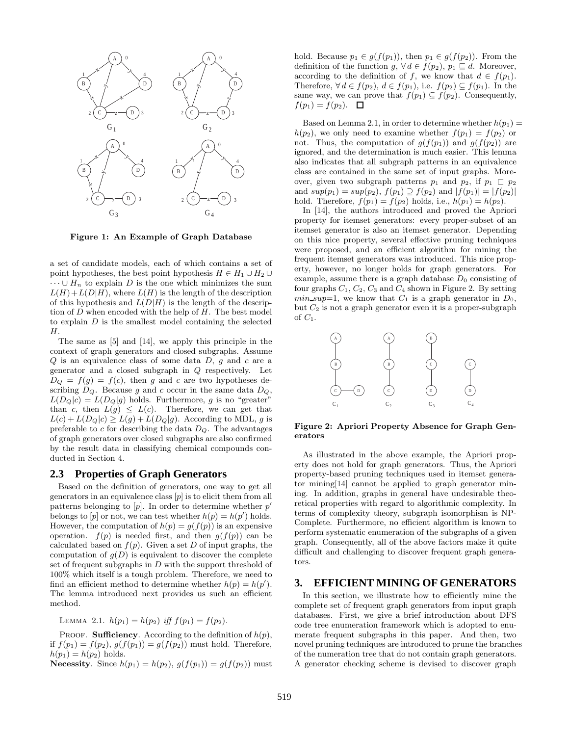Figure 1: An Example of Graph Database

a set of candidate models, each of which contains a set of point hypotheses, the best point hypothesis $H \in H_1 \cup H_2 \cup \cdots \cup H_n$ to explain $D$ is the one which minimizes the sum $L(H)+L(D|H)$, where $L(H)$ is the length of the description of this hypothesis and $L(D|H)$ is the length of the description of $D$ when encoded with the help of $H$. The best model to explain $D$ is the smallest model containing the selected $H$.

The same as [5] and [14], we apply this principle in the context of graph generators and closed subgraphs. Assume $Q$ is an equivalence class of some data $D$, $g$ and $c$ are a generator and a closed subgraph in $Q$ respectively. Let $D_Q = f(g) = f(c)$, then $g$ and $c$ are two hypotheses describing $D_Q$. Because $g$ and $c$ occur in the same data $D_Q$, $L(D_Q|c) = L(D_Q|g)$ holds. Furthermore, $g$ is no "greater" than $c$, then $L(g) \leq L(c)$. Therefore, we can get that $L(c) + L(D_Q|c) \geq L(g) + L(D_Q|g)$. According to MDL, $g$ is preferable to $c$ for describing the data $D_Q$. The advantages of graph generators over closed subgraphs are also confirmed by the result data in classifying chemical compounds conducted in Section 4.

## 2.3 Properties of Graph Generators

Based on the definition of generators, one way to get all generators in an equivalence class $[p]$ is to elicit them from all patterns belonging to $[p]$. In order to determine whether $p'$ belongs to $[p]$ or not, we can test whether $h(p) = h(p')$ holds. However, the computation of $h(p) = g(f(p))$ is an expensive operation. $f(p)$ is needed first, and then $g(f(p))$ can be calculated based on $f(p)$. Given a set $D$ of input graphs, the computation of $g(D)$ is equivalent to discover the complete set of frequent subgraphs in $D$ with the support threshold of 100% which itself is a tough problem. Therefore, we need to find an efficient method to determine whether $h(p) = h(p')$. The lemma introduced next provides us such an efficient method.

LEMMA 2.1. *$h(p_1) = h(p_2)$ iff $f(p_1) = f(p_2)$.*

PROOF. **Sufficiency**. According to the definition of $h(p)$, if $f(p_1) = f(p_2)$, $g(f(p_1)) = g(f(p_2))$ must hold. Therefore, $h(p_1) = h(p_2)$ holds.

**Necessity**. Since $h(p_1) = h(p_2)$, $g(f(p_1)) = g(f(p_2))$ must hold. Because $p_1 \in g(f(p_1))$, then $p_1 \in g(f(p_2))$. From the definition of the function $g$, $\forall d \in f(p_2)$, $p_1 \sqsubseteq d$. Moreover, according to the definition of $f$, we know that $d \in f(p_1)$. Therefore, $\forall d \in f(p_2)$, $d \in f(p_1)$, i.e. $f(p_2) \subseteq f(p_1)$. In the same way, we can prove that $f(p_1) \subseteq f(p_2)$. Consequently, $f(p_1) = f(p_2)$. □

Based on Lemma 2.1, in order to determine whether $h(p_1) = h(p_2)$, we only need to examine whether $f(p_1) = f(p_2)$ or not. Thus, the computation of $g(f(p_1))$ and $g(f(p_2))$ are ignored, and the determination is much easier. This lemma also indicates that all subgraph patterns in an equivalence class are contained in the same set of input graphs. Moreover, given two subgraph patterns $p_1$ and $p_2$, if $p_1 \sqsubset p_2$ and $sup(p_1) = sup(p_2)$, $f(p_1) \supseteq f(p_2)$ and $|f(p_1)| = |f(p_2)|$ hold. Therefore, $f(p_1) = f(p_2)$ holds, i.e., $h(p_1) = h(p_2)$.

In [14], the authors introduced and proved the Apriori property for itemset generators: every proper-subset of an itemset generator is also an itemset generator. Depending on this nice property, several effective pruning techniques were proposed, and an efficient algorithm for mining the frequent itemset generators was introduced. This nice property, however, no longer holds for graph generators. For example, assume there is a graph database $D_0$ consisting of four graphs $C_1$, $C_2$, $C_3$ and $C_4$ shown in Figure 2. By setting $min\_sup$=1, we know that $C_1$ is a graph generator in $D_0$, but $C_2$ is not a graph generator even it is a proper-subgraph of $C_1$.

Figure 2: Apriori Property Absence for Graph Generators

As illustrated in the above example, the Apriori property does not hold for graph generators. Thus, the Apriori property-based pruning techniques used in itemset generator mining[14] cannot be applied to graph generator mining. In addition, graphs in general have undesirable theoretical properties with regard to algorithmic complexity. In terms of complexity theory, subgraph isomorphism is NP-Complete. Furthermore, no efficient algorithm is known to perform systematic enumeration of the subgraphs of a given graph. Consequently, all of the above factors make it quite difficult and challenging to discover frequent graph generators.

# 3. EFFICIENT MINING OF GENERATORS

In this section, we illustrate how to efficiently mine the complete set of frequent graph generators from input graph databases. First, we give a brief introduction about DFS code tree enumeration framework which is adopted to enumerate frequent subgraphs in this paper. And then, two novel pruning techniques are introduced to prune the branches of the numeration tree that do not contain graph generators. A generator checking scheme is devised to discover graph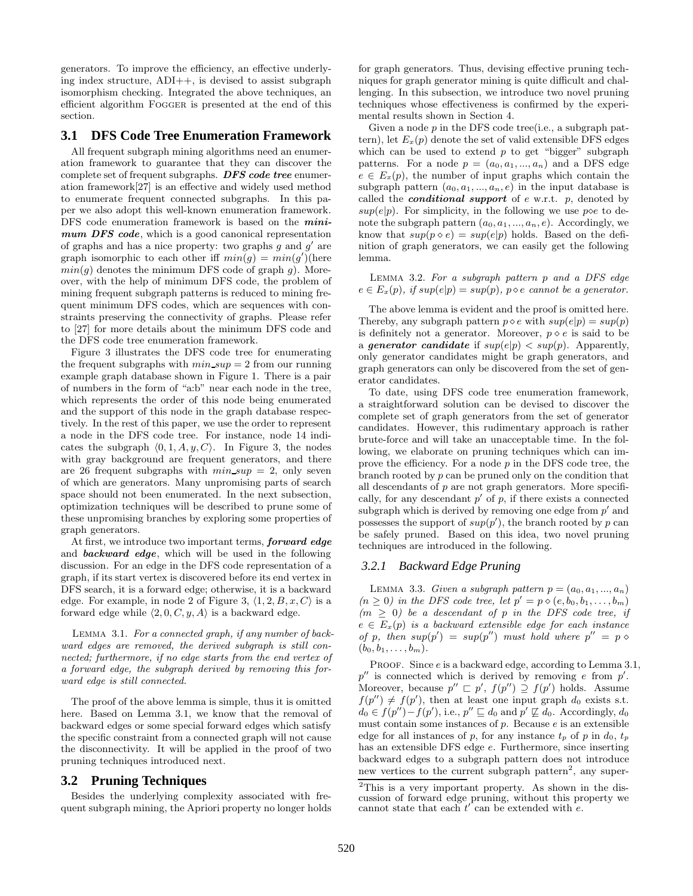generators. To improve the efficiency, an effective underlying index structure, ADI++, is devised to assist subgraph isomorphism checking. Integrated the above techniques, an efficient algorithm FOGGER is presented at the end of this section.

## 3.1 DFS Code Tree Enumeration Framework

All frequent subgraph mining algorithms need an enumeration framework to guarantee that they can discover the complete set of frequent subgraphs. ***DFS code tree*** enumeration framework[27] is an effective and widely used method to enumerate frequent connected subgraphs. In this paper we also adopt this well-known enumeration framework. DFS code enumeration framework is based on the ***minimum DFS code***, which is a good canonical representation of graphs and has a nice property: two graphs $g$ and $g'$ are graph isomorphic to each other iff $min(g) = min(g')$(here $min(g)$ denotes the minimum DFS code of graph $g$). Moreover, with the help of minimum DFS code, the problem of mining frequent subgraph patterns is reduced to mining frequent minimum DFS codes, which are sequences with constraints preserving the connectivity of graphs. Please refer to [27] for more details about the minimum DFS code and the DFS code tree enumeration framework.

Figure 3 illustrates the DFS code tree for enumerating the frequent subgraphs with $min\_sup = 2$ from our running example graph database shown in Figure 1. There is a pair of numbers in the form of "a:b" near each node in the tree, which represents the order of this node being enumerated and the support of this node in the graph database respectively. In the rest of this paper, we use the order to represent a node in the DFS code tree. For instance, node 14 indicates the subgraph $\langle 0, 1, A, y, C\rangle$. In Figure 3, the nodes with gray background are frequent generators, and there are 26 frequent subgraphs with $min\_sup = 2$, only seven of which are generators. Many unpromising parts of search space should not been enumerated. In the next subsection, optimization techniques will be described to prune some of these unpromising branches by exploring some properties of graph generators.

At first, we introduce two important terms, ***forward edge*** and ***backward edge***, which will be used in the following discussion. For an edge in the DFS code representation of a graph, if its start vertex is discovered before its end vertex in DFS search, it is a forward edge; otherwise, it is a backward edge. For example, in node 2 of Figure 3, $\langle 1, 2, B, x, C\rangle$ is a forward edge while $\langle 2, 0, C, y, A\rangle$ is a backward edge.

LEMMA 3.1. *For a connected graph, if any number of backward edges are removed, the derived subgraph is still connected; furthermore, if no edge starts from the end vertex of a forward edge, the subgraph derived by removing this forward edge is still connected.*

The proof of the above lemma is simple, thus it is omitted here. Based on Lemma 3.1, we know that the removal of backward edges or some special forward edges which satisfy the specific constraint from a connected graph will not cause the disconnectivity. It will be applied in the proof of two pruning techniques introduced next.

## 3.2 Pruning Techniques

Besides the underlying complexity associated with frequent subgraph mining, the Apriori property no longer holds for graph generators. Thus, devising effective pruning techniques for graph generator mining is quite difficult and challenging. In this subsection, we introduce two novel pruning techniques whose effectiveness is confirmed by the experimental results shown in Section 4.

Given a node $p$ in the DFS code tree(i.e., a subgraph pattern), let $E_x(p)$ denote the set of valid extensible DFS edges which can be used to extend $p$ to get "bigger" subgraph patterns. For a node $p = (a_0, a_1, ..., a_n)$ and a DFS edge $e \in E_x(p)$, the number of input graphs which contain the subgraph pattern $(a_0, a_1, ..., a_n, e)$ in the input database is called the ***conditional support*** of $e$ w.r.t. $p$, denoted by $sup(e|p)$. For simplicity, in the following we use $p \diamond e$ to denote the subgraph pattern $(a_0, a_1, ..., a_n, e)$. Accordingly, we know that $sup(p \diamond e) = sup(e|p)$ holds. Based on the definition of graph generators, we can easily get the following lemma.

LEMMA 3.2. *For a subgraph pattern $p$ and a DFS edge $e \in E_x(p)$, if $sup(e|p) = sup(p)$, $p \diamond e$ cannot be a generator.*

The above lemma is evident and the proof is omitted here. Thereby, any subgraph pattern $p \diamond e$ with $sup(e|p) = sup(p)$ is definitely not a generator. Moreover, $p \diamond e$ is said to be a ***generator candidate*** if $sup(e|p) < sup(p)$. Apparently, only generator candidates might be graph generators, and graph generators can only be discovered from the set of generator candidates.

To date, using DFS code tree enumeration framework, a straightforward solution can be devised to discover the complete set of graph generators from the set of generator candidates. However, this rudimentary approach is rather brute-force and will take an unacceptable time. In the following, we elaborate on pruning techniques which can improve the efficiency. For a node $p$ in the DFS code tree, the branch rooted by $p$ can be pruned only on the condition that all descendants of $p$ are not graph generators. More specifically, for any descendant $p'$ of $p$, if there exists a connected subgraph which is derived by removing one edge from $p'$ and possesses the support of $sup(p')$, the branch rooted by $p$ can be safely pruned. Based on this idea, two novel pruning techniques are introduced in the following.

### 3.2.1 Backward Edge Pruning

LEMMA 3.3. *Given a subgraph pattern $p = (a_0, a_1, ..., a_n)$ $(n \geq 0)$ in the DFS code tree, let $p' = p \diamond (e, b_0, b_1, \ldots, b_m)$ $(m \geq 0)$ be a descendant of $p$ in the DFS code tree, if $e \in E_x(p)$ is a backward extensible edge for each instance of $p$, then $sup(p') = sup(p'')$ must hold where $p'' = p \diamond (b_0, b_1, \ldots, b_m)$.*

PROOF. Since $e$ is a backward edge, according to Lemma 3.1, $p''$ is connected which is derived by removing $e$ from $p'$. Moreover, because $p'' \sqsubset p'$, $f(p'') \supseteq f(p')$ holds. Assume $f(p'') \neq f(p')$, then at least one input graph $d_0$ exists s.t. $d_0 \in f(p'') - f(p')$, i.e., $p'' \sqsubseteq d_0$ and $p' \not\sqsubseteq d_0$. Accordingly, $d_0$ must contain some instances of $p$. Because $e$ is an extensible edge for all instances of $p$, for any instance $t_p$ of $p$ in $d_0$, $t_p$ has an extensible DFS edge $e$. Furthermore, since inserting backward edges to a subgraph pattern does not introduce new vertices to the current subgraph pattern[2], any super-

[2] This is a very important property. As shown in the discussion of forward edge pruning, without this property we cannot state that each $t'$ can be extended with $e$.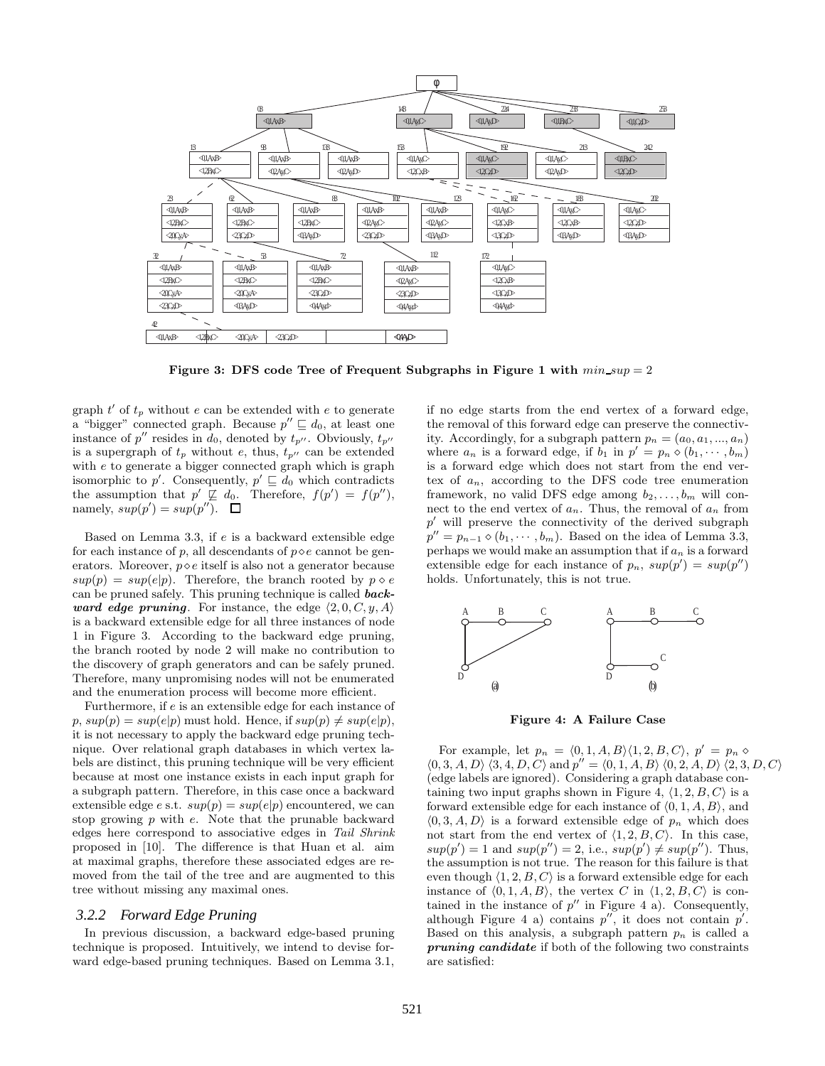**Figure 3: DFS code Tree of Frequent Subgraphs in Figure 1 with $min\_sup = 2$**

graph $t'$ of $t_p$ without $e$ can be extended with $e$ to generate a "bigger" connected graph. Because $p'' \sqsubseteq d_0$, at least one instance of $p''$ resides in $d_0$, denoted by $t_{p''}$. Obviously, $t_{p''}$ is a supergraph of $t_p$ without $e$, thus, $t_{p''}$ can be extended with $e$ to generate a bigger connected graph which is graph isomorphic to $p'$. Consequently, $p' \sqsubseteq d_0$ which contradicts the assumption that $p' \not\sqsubseteq d_0$. Therefore, $f(p') = f(p'')$, namely, $sup(p') = sup(p'')$. $\square$

Based on Lemma 3.3, if $e$ is a backward extensible edge for each instance of $p$, all descendants of $p \diamond e$ cannot be generators. Moreover, $p \diamond e$ itself is also not a generator because $sup(p) = sup(e|p)$. Therefore, the branch rooted by $p \diamond e$ can be pruned safely. This pruning technique is called ***backward edge pruning***. For instance, the edge $\langle 2, 0, C, y, A \rangle$ is a backward extensible edge for all three instances of node 1 in Figure 3. According to the backward edge pruning, the branch rooted by node 2 will make no contribution to the discovery of graph generators and can be safely pruned. Therefore, many unpromising nodes will not be enumerated and the enumeration process will become more efficient.

Furthermore, if $e$ is an extensible edge for each instance of $p$, $sup(p) = sup(e|p)$ must hold. Hence, if $sup(p) \neq sup(e|p)$, it is not necessary to apply the backward edge pruning technique. Over relational graph databases in which vertex labels are distinct, this pruning technique will be very efficient because at most one instance exists in each input graph for a subgraph pattern. Therefore, in this case once a backward extensible edge $e$ s.t. $sup(p) = sup(e|p)$ encountered, we can stop growing $p$ with $e$. Note that the prunable backward edges here correspond to associative edges in *Tail Shrink* proposed in [10]. The difference is that Huan et al. aim at maximal graphs, therefore these associated edges are removed from the tail of the tree and are augmented to this tree without missing any maximal ones.

### 3.2.2 Forward Edge Pruning

In previous discussion, a backward edge-based pruning technique is proposed. Intuitively, we intend to devise forward edge-based pruning techniques. Based on Lemma 3.1, if no edge starts from the end vertex of a forward edge, the removal of this forward edge can preserve the connectivity. Accordingly, for a subgraph pattern $p_n = (a_0, a_1, ..., a_n)$ where $a_n$ is a forward edge, if $b_1$ in $p' = p_n \diamond (b_1, \cdots, b_m)$ is a forward edge which does not start from the end vertex of $a_n$, according to the DFS code tree enumeration framework, no valid DFS edge among $b_2, \ldots, b_m$ will connect to the end vertex of $a_n$. Thus, the removal of $a_n$ from $p'$ will preserve the connectivity of the derived subgraph $p'' = p_{n-1} \diamond (b_1, \cdots, b_m)$. Based on the idea of Lemma 3.3, perhaps we would make an assumption that if $a_n$ is a forward extensible edge for each instance of $p_n$, $sup(p') = sup(p'')$ holds. Unfortunately, this is not true.

**Figure 4: A Failure Case**

For example, let $p_n = \langle 0, 1, A, B \rangle \langle 1, 2, B, C \rangle$, $p' = p_n \diamond \langle 0, 3, A, D \rangle \langle 3, 4, D, C \rangle$ and $p'' = \langle 0, 1, A, B \rangle \langle 0, 2, A, D \rangle \langle 2, 3, D, C \rangle$ (edge labels are ignored). Considering a graph database containing two input graphs shown in Figure 4, $\langle 1, 2, B, C \rangle$ is a forward extensible edge for each instance of $\langle 0, 1, A, B \rangle$, and $\langle 0, 3, A, D \rangle$ is a forward extensible edge of $p_n$ which does not start from the end vertex of $\langle 1, 2, B, C \rangle$. In this case, $sup(p') = 1$ and $sup(p'') = 2$, i.e., $sup(p') \neq sup(p'')$. Thus, the assumption is not true. The reason for this failure is that even though $\langle 1, 2, B, C \rangle$ is a forward extensible edge for each instance of $\langle 0, 1, A, B \rangle$, the vertex $C$ in $\langle 1, 2, B, C \rangle$ is contained in the instance of $p''$ in Figure 4 a). Consequently, although Figure 4 a) contains $p''$, it does not contain $p'$. Based on this analysis, a subgraph pattern $p_n$ is called a ***pruning candidate*** if both of the following two constraints are satisfied: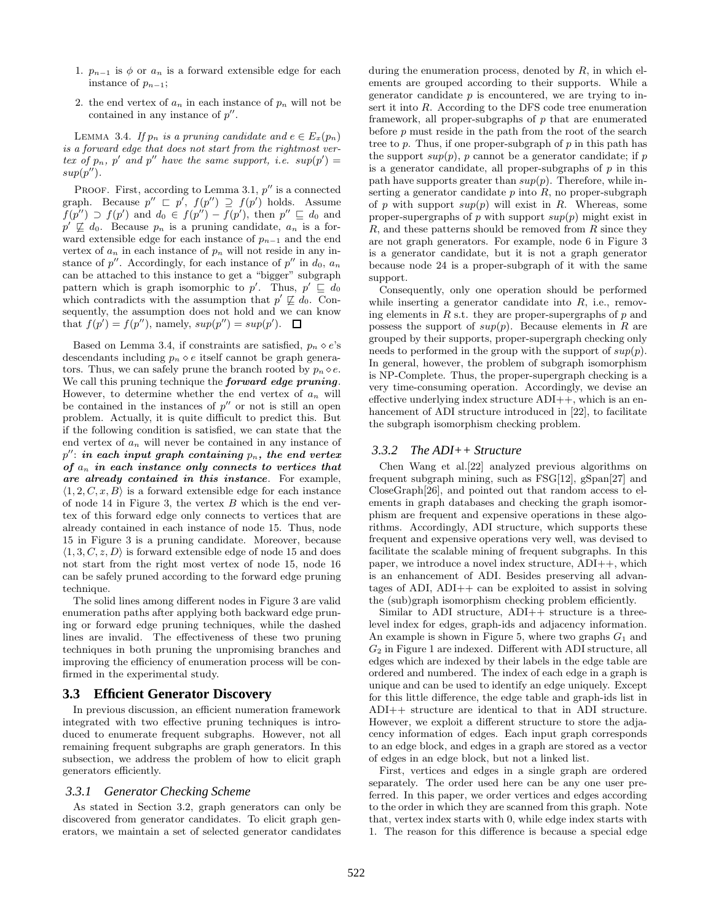1. $p_{n-1}$ is $\phi$ or $a_n$ is a forward extensible edge for each instance of $p_{n-1}$;
2. the end vertex of $a_n$ in each instance of $p_n$ will not be contained in any instance of $p''$.

LEMMA 3.4. *If $p_n$ is a pruning candidate and $e \in E_x(p_n)$ is a forward edge that does not start from the rightmost vertex of $p_n$, $p'$ and $p''$ have the same support, i.e. $sup(p') = sup(p'')$.*

PROOF. First, according to Lemma 3.1, $p''$ is a connected graph. Because $p'' \sqsubset p'$, $f(p'') \supseteq f(p')$ holds. Assume $f(p'') \supset f(p')$ and $d_0 \in f(p'') - f(p')$, then $p'' \sqsubseteq d_0$ and $p' \not\sqsubseteq d_0$. Because $p_n$ is a pruning candidate, $a_n$ is a forward extensible edge for each instance of $p_{n-1}$ and the end vertex of $a_n$ in each instance of $p_n$ will not reside in any instance of $p''$. Accordingly, for each instance of $p''$ in $d_0$, $a_n$ can be attached to this instance to get a "bigger" subgraph pattern which is graph isomorphic to $p'$. Thus, $p' \sqsubseteq d_0$ which contradicts with the assumption that $p' \not\sqsubseteq d_0$. Consequently, the assumption does not hold and we can know that $f(p') = f(p'')$, namely, $sup(p'') = sup(p')$. □

Based on Lemma 3.4, if constraints are satisfied, $p_n \diamond e$'s descendants including $p_n \diamond e$ itself cannot be graph generators. Thus, we can safely prune the branch rooted by $p_n \diamond e$. We call this pruning technique the ***forward edge pruning***. However, to determine whether the end vertex of $a_n$ will be contained in the instances of $p''$ or not is still an open problem. Actually, it is quite difficult to predict this. But if the following condition is satisfied, we can state that the end vertex of $a_n$ will never be contained in any instance of $p''$: ***in each input graph containing $p_n$, the end vertex of $a_n$ in each instance only connects to vertices that are already contained in this instance***. For example, $\langle 1, 2, C, x, B\rangle$ is a forward extensible edge for each instance of node 14 in Figure 3, the vertex $B$ which is the end vertex of this forward edge only connects to vertices that are already contained in each instance of node 15. Thus, node 15 in Figure 3 is a pruning candidate. Moreover, because $\langle 1, 3, C, z, D\rangle$ is forward extensible edge of node 15 and does not start from the right most vertex of node 15, node 16 can be safely pruned according to the forward edge pruning technique.

The solid lines among different nodes in Figure 3 are valid enumeration paths after applying both backward edge pruning or forward edge pruning techniques, while the dashed lines are invalid. The effectiveness of these two pruning techniques in both pruning the unpromising branches and improving the efficiency of enumeration process will be confirmed in the experimental study.

## 3.3 Efficient Generator Discovery

In previous discussion, an efficient numeration framework integrated with two effective pruning techniques is introduced to enumerate frequent subgraphs. However, not all remaining frequent subgraphs are graph generators. In this subsection, we address the problem of how to elicit graph generators efficiently.

### 3.3.1 Generator Checking Scheme

As stated in Section 3.2, graph generators can only be discovered from generator candidates. To elicit graph generators, we maintain a set of selected generator candidates during the enumeration process, denoted by $R$, in which elements are grouped according to their supports. While a generator candidate $p$ is encountered, we are trying to insert it into $R$. According to the DFS code tree enumeration framework, all proper-subgraphs of $p$ that are enumerated before $p$ must reside in the path from the root of the search tree to $p$. Thus, if one proper-subgraph of $p$ in this path has the support $sup(p)$, $p$ cannot be a generator candidate; if $p$ is a generator candidate, all proper-subgraphs of $p$ in this path have supports greater than $sup(p)$. Therefore, while inserting a generator candidate $p$ into $R$, no proper-subgraph of $p$ with support $sup(p)$ will exist in $R$. Whereas, some proper-supergraphs of $p$ with support $sup(p)$ might exist in $R$, and these patterns should be removed from $R$ since they are not graph generators. For example, node 6 in Figure 3 is a generator candidate, but it is not a graph generator because node 24 is a proper-subgraph of it with the same support.

Consequently, only one operation should be performed while inserting a generator candidate into $R$, i.e., removing elements in $R$ s.t. they are proper-supergraphs of $p$ and possess the support of $sup(p)$. Because elements in $R$ are grouped by their supports, proper-supergraph checking only needs to performed in the group with the support of $sup(p)$. In general, however, the problem of subgraph isomorphism is NP-Complete. Thus, the proper-supergraph checking is a very time-consuming operation. Accordingly, we devise an effective underlying index structure ADI++, which is an enhancement of ADI structure introduced in [22], to facilitate the subgraph isomorphism checking problem.

### 3.3.2 The ADI++ Structure

Chen Wang et al.[22] analyzed previous algorithms on frequent subgraph mining, such as FSG[12], gSpan[27] and CloseGraph[26], and pointed out that random access to elements in graph databases and checking the graph isomorphism are frequent and expensive operations in these algorithms. Accordingly, ADI structure, which supports these frequent and expensive operations very well, was devised to facilitate the scalable mining of frequent subgraphs. In this paper, we introduce a novel index structure, ADI++, which is an enhancement of ADI. Besides preserving all advantages of ADI, ADI++ can be exploited to assist in solving the (sub)graph isomorphism checking problem efficiently.

Similar to ADI structure, ADI++ structure is a three-level index for edges, graph-ids and adjacency information. An example is shown in Figure 5, where two graphs $G_1$ and $G_2$ in Figure 1 are indexed. Different with ADI structure, all edges which are indexed by their labels in the edge table are ordered and numbered. The index of each edge in a graph is unique and can be used to identify an edge uniquely. Except for this little difference, the edge table and graph-ids list in ADI++ structure are identical to that in ADI structure. However, we exploit a different structure to store the adjacency information of edges. Each input graph corresponds to an edge block, and edges in a graph are stored as a vector of edges in an edge block, but not a linked list.

First, vertices and edges in a single graph are ordered separately. The order used here can be any one user preferred. In this paper, we order vertices and edges according to the order in which they are scanned from this graph. Note that, vertex index starts with 0, while edge index starts with 1. The reason for this difference is because a special edge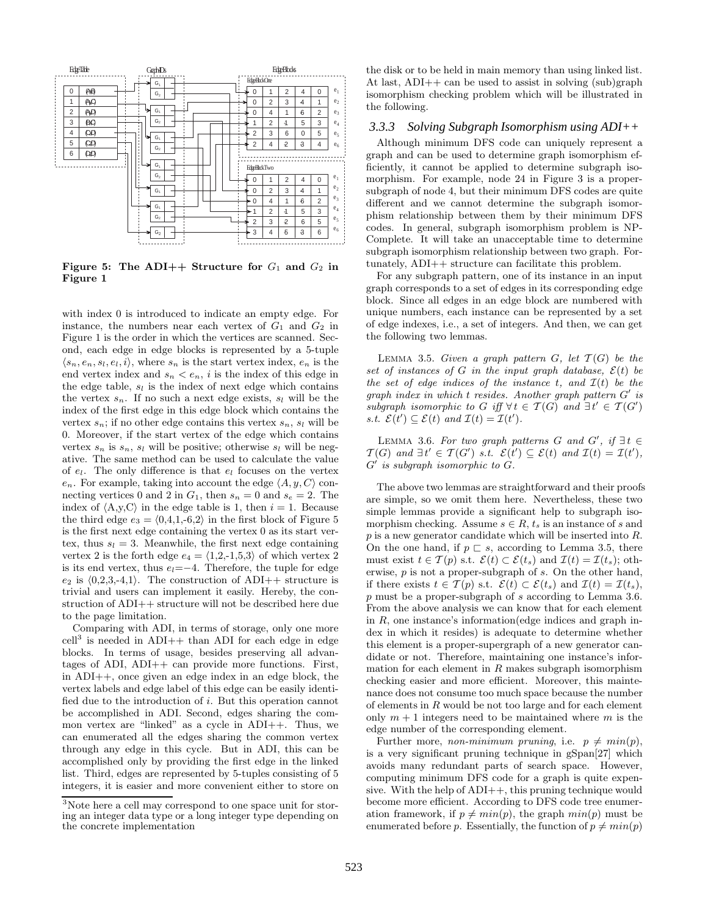Figure 5: The ADI++ Structure for $G_1$ and $G_2$ in Figure 1

with index 0 is introduced to indicate an empty edge. For instance, the numbers near each vertex of $G_1$ and $G_2$ in Figure 1 is the order in which the vertices are scanned. Second, each edge in edge blocks is represented by a 5-tuple $\langle s_n, e_n, s_l, e_l, i\rangle$, where $s_n$ is the start vertex index, $e_n$ is the end vertex index and $s_n < e_n$, $i$ is the index of this edge in the edge table, $s_l$ is the index of next edge which contains the vertex $s_n$. If no such a next edge exists, $s_l$ will be the index of the first edge in this edge block which contains the vertex $s_n$; if no other edge contains this vertex $s_n$, $s_l$ will be 0. Moreover, if the start vertex of the edge which contains vertex $s_n$ is $s_n$, $s_l$ will be positive; otherwise $s_l$ will be negative. The same method can be used to calculate the value of $e_l$. The only difference is that $e_l$ focuses on the vertex $e_n$. For example, taking into account the edge $\langle A, y, C\rangle$ connecting vertices 0 and 2 in $G_1$, then $s_n = 0$ and $s_e = 2$. The index of ⟨A,y,C⟩ in the edge table is 1, then $i = 1$. Because the third edge $e_3$ = ⟨0,4,1,-6,2⟩ in the first block of Figure 5 is the first next edge containing the vertex 0 as its start vertex, thus $s_l = 3$. Meanwhile, the first next edge containing vertex 2 is the forth edge $e_4$ = ⟨1,2,-1,5,3⟩ of which vertex 2 is its end vertex, thus $e_l$=−4. Therefore, the tuple for edge $e_2$ is ⟨0,2,3,-4,1⟩. The construction of ADI++ structure is trivial and users can implement it easily. Hereby, the construction of ADI++ structure will not be described here due to the page limitation.

Comparing with ADI, in terms of storage, only one more cell[3] is needed in ADI++ than ADI for each edge in edge blocks. In terms of usage, besides preserving all advantages of ADI, ADI++ can provide more functions. First, in ADI++, once given an edge index in an edge block, the vertex labels and edge label of this edge can be easily identified due to the introduction of $i$. But this operation cannot be accomplished in ADI. Second, edges sharing the common vertex are "linked" as a cycle in ADI++. Thus, we can enumerated all the edges sharing the common vertex through any edge in this cycle. But in ADI, this can be accomplished only by providing the first edge in the linked list. Third, edges are represented by 5-tuples consisting of 5 integers, it is easier and more convenient either to store on the disk or to be held in main memory than using linked list. At last, ADI++ can be used to assist in solving (sub)graph isomorphism checking problem which will be illustrated in the following.

[3]Note here a cell may correspond to one space unit for storing an integer data type or a long integer type depending on the concrete implementation

### 3.3.3 Solving Subgraph Isomorphism using ADI++

Although minimum DFS code can uniquely represent a graph and can be used to determine graph isomorphism efficiently, it cannot be applied to determine subgraph isomorphism. For example, node 24 in Figure 3 is a proper-subgraph of node 4, but their minimum DFS codes are quite different and we cannot determine the subgraph isomorphism relationship between them by their minimum DFS codes. In general, subgraph isomorphism problem is NP-Complete. It will take an unacceptable time to determine subgraph isomorphism relationship between two graph. Fortunately, ADI++ structure can facilitate this problem.

For any subgraph pattern, one of its instance in an input graph corresponds to a set of edges in its corresponding edge block. Since all edges in an edge block are numbered with unique numbers, each instance can be represented by a set of edge indexes, i.e., a set of integers. And then, we can get the following two lemmas.

Lemma 3.5. *Given a graph pattern $G$, let $\mathcal{T}(G)$ be the set of instances of $G$ in the input graph database, $\mathcal{E}(t)$ be the set of edge indices of the instance $t$, and $\mathcal{I}(t)$ be the graph index in which $t$ resides. Another graph pattern $G'$ is subgraph isomorphic to $G$ iff $\forall t \in \mathcal{T}(G)$ and $\exists t' \in \mathcal{T}(G')$ s.t. $\mathcal{E}(t') \subseteq \mathcal{E}(t)$ and $\mathcal{I}(t) = \mathcal{I}(t')$.*

Lemma 3.6. *For two graph patterns $G$ and $G'$, if $\exists t \in \mathcal{T}(G)$ and $\exists t' \in \mathcal{T}(G')$ s.t. $\mathcal{E}(t') \subseteq \mathcal{E}(t)$ and $\mathcal{I}(t) = \mathcal{I}(t')$, $G'$ is subgraph isomorphic to $G$.*

The above two lemmas are straightforward and their proofs are simple, so we omit them here. Nevertheless, these two simple lemmas provide a significant help to subgraph isomorphism checking. Assume $s \in R$, $t_s$ is an instance of $s$ and $p$ is a new generator candidate which will be inserted into $R$. On the one hand, if $p \sqsubset s$, according to Lemma 3.5, there must exist $t \in \mathcal{T}(p)$ s.t. $\mathcal{E}(t) \subset \mathcal{E}(t_s)$ and $\mathcal{I}(t) = \mathcal{I}(t_s)$; otherwise, $p$ is not a proper-subgraph of $s$. On the other hand, if there exists $t \in \mathcal{T}(p)$ s.t. $\mathcal{E}(t) \subset \mathcal{E}(t_s)$ and $\mathcal{I}(t) = \mathcal{I}(t_s)$, $p$ must be a proper-subgraph of $s$ according to Lemma 3.6. From the above analysis we can know that for each element in $R$, one instance's information(edge indices and graph index in which it resides) is adequate to determine whether this element is a proper-supergraph of a new generator candidate or not. Therefore, maintaining one instance's information for each element in $R$ makes subgraph isomorphism checking easier and more efficient. Moreover, this maintenance does not consume too much space because the number of elements in $R$ would be not too large and for each element only $m + 1$ integers need to be maintained where $m$ is the edge number of the corresponding element.

Further more, *non-minimum pruning*, i.e. $p \neq min(p)$, is a very significant pruning technique in gSpan[27] which avoids many redundant parts of search space. However, computing minimum DFS code for a graph is quite expensive. With the help of ADI++, this pruning technique would become more efficient. According to DFS code tree enumeration framework, if $p \neq min(p)$, the graph $min(p)$ must be enumerated before $p$. Essentially, the function of $p \neq min(p)$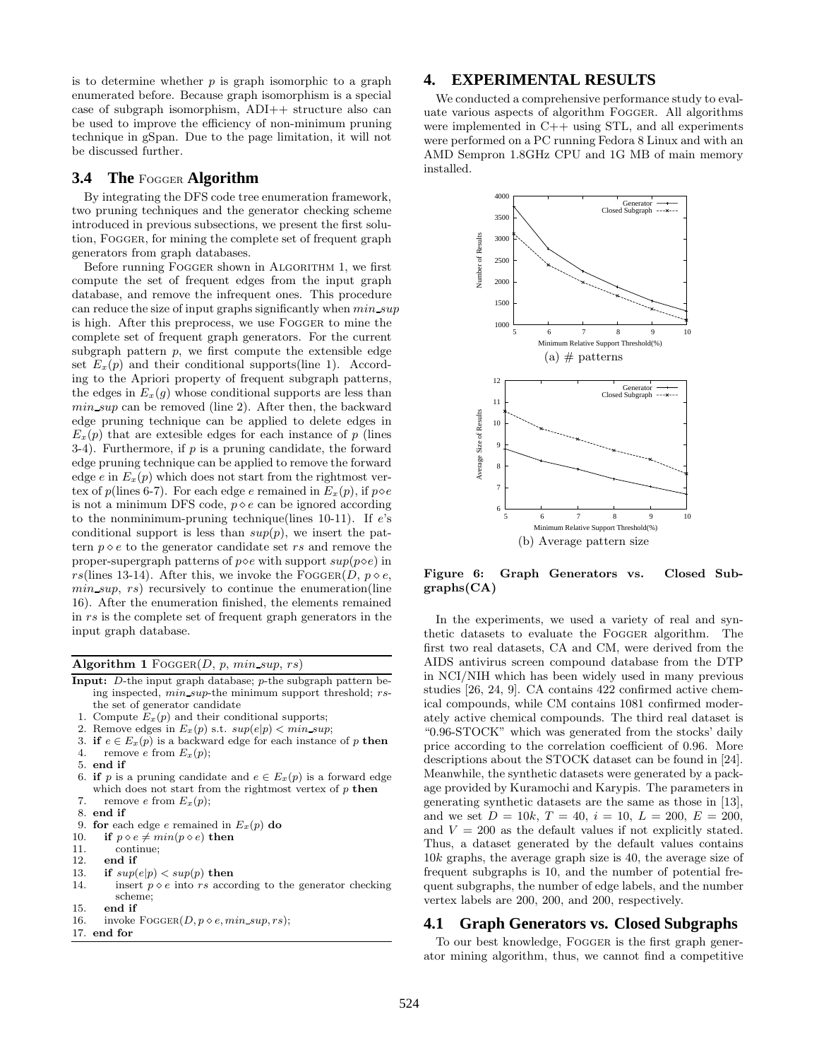is to determine whether $p$ is graph isomorphic to a graph enumerated before. Because graph isomorphism is a special case of subgraph isomorphism, ADI++ structure also can be used to improve the efficiency of non-minimum pruning technique in gSpan. Due to the page limitation, it will not be discussed further.

## 3.4 The FOGGER Algorithm

By integrating the DFS code tree enumeration framework, two pruning techniques and the generator checking scheme introduced in previous subsections, we present the first solution, FOGGER, for mining the complete set of frequent graph generators from graph databases.

Before running FOGGER shown in ALGORITHM 1, we first compute the set of frequent edges from the input graph database, and remove the infrequent ones. This procedure can reduce the size of input graphs significantly when $min\_sup$ is high. After this preprocess, we use FOGGER to mine the complete set of frequent graph generators. For the current subgraph pattern $p$, we first compute the extensible edge set $E_x(p)$ and their conditional supports(line 1). According to the Apriori property of frequent subgraph patterns, the edges in $E_x(g)$ whose conditional supports are less than $min\_sup$ can be removed (line 2). After then, the backward edge pruning technique can be applied to delete edges in $E_x(p)$ that are extesible edges for each instance of $p$ (lines 3-4). Furthermore, if $p$ is a pruning candidate, the forward edge pruning technique can be applied to remove the forward edge $e$ in $E_x(p)$ which does not start from the rightmost vertex of $p$(lines 6-7). For each edge $e$ remained in $E_x(p)$, if $p \diamond e$ is not a minimum DFS code, $p \diamond e$ can be ignored according to the nonminimum-pruning technique(lines 10-11). If $e$'s conditional support is less than $sup(p)$, we insert the pattern $p \diamond e$ to the generator candidate set $rs$ and remove the proper-supergraph patterns of $p \diamond e$ with support $sup(p \diamond e)$ in $rs$(lines 13-14). After this, we invoke the FOGGER($D$, $p \diamond e$, $min\_sup$, $rs$) recursively to continue the enumeration(line 16). After the enumeration finished, the elements remained in $rs$ is the complete set of frequent graph generators in the input graph database.

**Algorithm 1** FOGGER($D$, $p$, $min\_sup$, $rs$)

**Input:** $D$-the input graph database; $p$-the subgraph pattern being inspected, $min\_sup$-the minimum support threshold; $rs$-the set of generator candidate

```
1. Compute E_x(p) and their conditional supports;
2. Remove edges in E_x(p) s.t. sup(e|p) < min_sup;
3. if e ∈ E_x(p) is a backward edge for each instance of p then
4.    remove e from E_x(p);
5. end if
6. if p is a pruning candidate and e ∈ E_x(p) is a forward edge
   which does not start from the rightmost vertex of p then
7.    remove e from E_x(p);
8. end if
9. for each edge e remained in E_x(p) do
10.   if p ◇ e ≠ min(p ◇ e) then
11.      continue;
12.   end if
13.   if sup(e|p) < sup(p) then
14.      insert p ◇ e into rs according to the generator checking
         scheme;
15.   end if
16.   invoke FOGGER(D, p ◇ e, min_sup, rs);
17. end for
```

# 4. EXPERIMENTAL RESULTS

We conducted a comprehensive performance study to evaluate various aspects of algorithm FOGGER. All algorithms were implemented in C++ using STL, and all experiments were performed on a PC running Fedora 8 Linux and with an AMD Sempron 1.8GHz CPU and 1G MB of main memory installed.

(a) # patterns

(b) Average pattern size

**Figure 6: Graph Generators vs. Closed Subgraphs(CA)**

In the experiments, we used a variety of real and synthetic datasets to evaluate the FOGGER algorithm. The first two real datasets, CA and CM, were derived from the AIDS antivirus screen compound database from the DTP in NCI/NIH which has been widely used in many previous studies [26, 24, 9]. CA contains 422 confirmed active chemical compounds, while CM contains 1081 confirmed moderately active chemical compounds. The third real dataset is "0.96-STOCK" which was generated from the stocks' daily price according to the correlation coefficient of 0.96. More descriptions about the STOCK dataset can be found in [24]. Meanwhile, the synthetic datasets were generated by a package provided by Kuramochi and Karypis. The parameters in generating synthetic datasets are the same as those in [13], and we set $D = 10k$, $T = 40$, $i = 10$, $L = 200$, $E = 200$, and $V = 200$ as the default values if not explicitly stated. Thus, a dataset generated by the default values contains $10k$ graphs, the average graph size is 40, the average size of frequent subgraphs is 10, and the number of potential frequent subgraphs, the number of edge labels, and the number vertex labels are 200, 200, and 200, respectively.

## 4.1 Graph Generators vs. Closed Subgraphs

To our best knowledge, FOGGER is the first graph generator mining algorithm, thus, we cannot find a competitive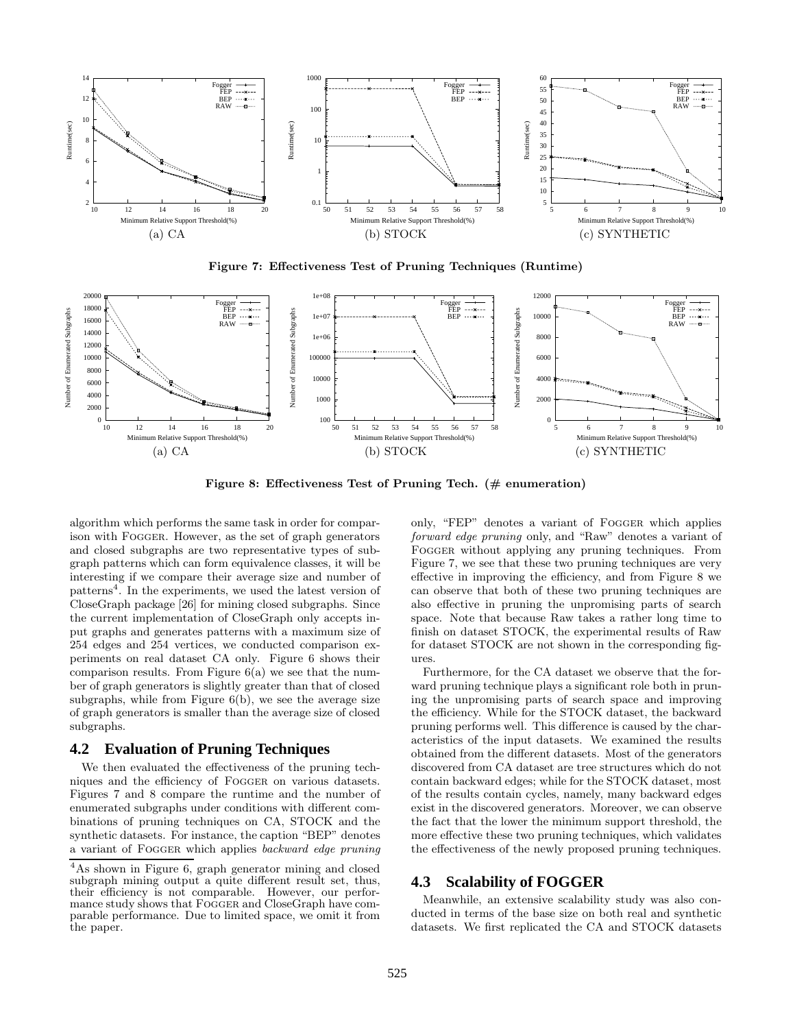Figure 7: Effectiveness Test of Pruning Techniques (Runtime)

Figure 8: Effectiveness Test of Pruning Tech. (# enumeration)

algorithm which performs the same task in order for comparison with FOGGER. However, as the set of graph generators and closed subgraphs are two representative types of subgraph patterns which can form equivalence classes, it will be interesting if we compare their average size and number of patterns[4]. In the experiments, we used the latest version of CloseGraph package [26] for mining closed subgraphs. Since the current implementation of CloseGraph only accepts input graphs and generates patterns with a maximum size of 254 edges and 254 vertices, we conducted comparison experiments on real dataset CA only. Figure 6 shows their comparison results. From Figure 6(a) we see that the number of graph generators is slightly greater than that of closed subgraphs, while from Figure 6(b), we see the average size of graph generators is smaller than the average size of closed subgraphs.

## 4.2 Evaluation of Pruning Techniques

We then evaluated the effectiveness of the pruning techniques and the efficiency of FOGGER on various datasets. Figures 7 and 8 compare the runtime and the number of enumerated subgraphs under conditions with different combinations of pruning techniques on CA, STOCK and the synthetic datasets. For instance, the caption "BEP" denotes a variant of FOGGER which applies *backward edge pruning* only, "FEP" denotes a variant of FOGGER which applies *forward edge pruning* only, and "Raw" denotes a variant of FOGGER without applying any pruning techniques. From Figure 7, we see that these two pruning techniques are very effective in improving the efficiency, and from Figure 8 we can observe that both of these two pruning techniques are also effective in pruning the unpromising parts of search space. Note that because Raw takes a rather long time to finish on dataset STOCK, the experimental results of Raw for dataset STOCK are not shown in the corresponding figures.

Furthermore, for the CA dataset we observe that the forward pruning technique plays a significant role both in pruning the unpromising parts of search space and improving the efficiency. While for the STOCK dataset, the backward pruning performs well. This difference is caused by the characteristics of the input datasets. We examined the results obtained from the different datasets. Most of the generators discovered from CA dataset are tree structures which do not contain backward edges; while for the STOCK dataset, most of the results contain cycles, namely, many backward edges exist in the discovered generators. Moreover, we can observe the fact that the lower the minimum support threshold, the more effective these two pruning techniques, which validates the effectiveness of the newly proposed pruning techniques.

## 4.3 Scalability of FOGGER

Meanwhile, an extensive scalability study was also conducted in terms of the base size on both real and synthetic datasets. We first replicated the CA and STOCK datasets

[4] As shown in Figure 6, graph generator mining and closed subgraph mining output a quite different result set, thus, their efficiency is not comparable. However, our performance study shows that FOGGER and CloseGraph have comparable performance. Due to limited space, we omit it from the paper.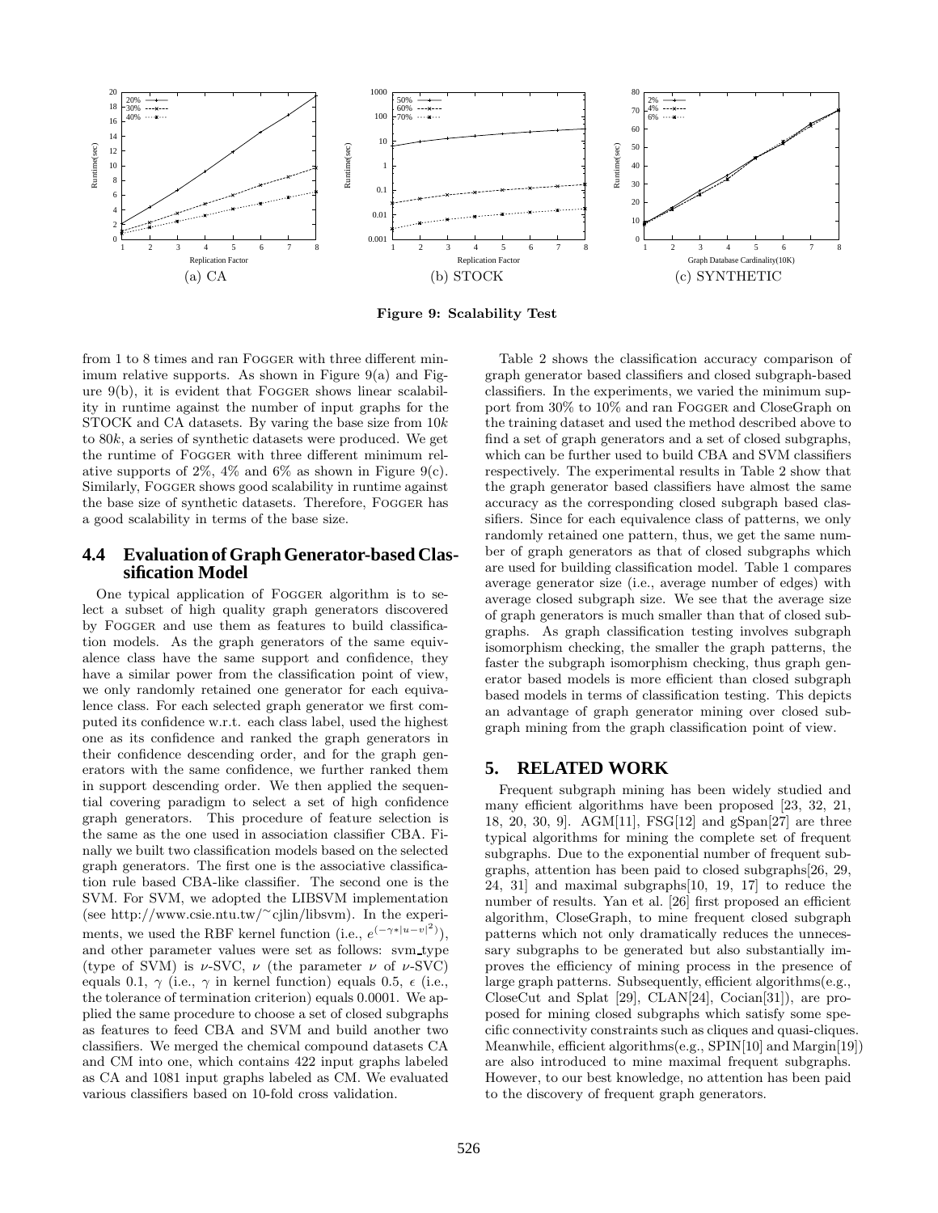Figure 9: Scalability Test

(a) CA (b) STOCK (c) SYNTHETIC

from 1 to 8 times and ran FOGGER with three different minimum relative supports. As shown in Figure 9(a) and Figure 9(b), it is evident that FOGGER shows linear scalability in runtime against the number of input graphs for the STOCK and CA datasets. By varing the base size from $10k$ to $80k$, a series of synthetic datasets were produced. We get the runtime of FOGGER with three different minimum relative supports of 2%, 4% and 6% as shown in Figure 9(c). Similarly, FOGGER shows good scalability in runtime against the base size of synthetic datasets. Therefore, FOGGER has a good scalability in terms of the base size.

### 4.4 Evaluation of Graph Generator-based Classification Model

One typical application of FOGGER algorithm is to select a subset of high quality graph generators discovered by FOGGER and use them as features to build classification models. As the graph generators of the same equivalence class have the same support and confidence, they have a similar power from the classification point of view, we only randomly retained one generator for each equivalence class. For each selected graph generator we first computed its confidence w.r.t. each class label, used the highest one as its confidence and ranked the graph generators in their confidence descending order, and for the graph generators with the same confidence, we further ranked them in support descending order. We then applied the sequential covering paradigm to select a set of high confidence graph generators. This procedure of feature selection is the same as the one used in association classifier CBA. Finally we built two classification models based on the selected graph generators. The first one is the associative classification rule based CBA-like classifier. The second one is the SVM. For SVM, we adopted the LIBSVM implementation (see http://www.csie.ntu.tw/~cjlin/libsvm). In the experiments, we used the RBF kernel function (i.e., $e^{(-\gamma * |u-v|^2)}$), and other parameter values were set as follows: svm_type (type of SVM) is $\nu$-SVC, $\nu$ (the parameter $\nu$ of $\nu$-SVC) equals 0.1, $\gamma$ (i.e., $\gamma$ in kernel function) equals 0.5, $\epsilon$ (i.e., the tolerance of termination criterion) equals 0.0001. We applied the same procedure to choose a set of closed subgraphs as features to feed CBA and SVM and build another two classifiers. We merged the chemical compound datasets CA and CM into one, which contains 422 input graphs labeled as CA and 1081 input graphs labeled as CM. We evaluated various classifiers based on 10-fold cross validation.

Table 2 shows the classification accuracy comparison of graph generator based classifiers and closed subgraph-based classifiers. In the experiments, we varied the minimum support from 30% to 10% and ran FOGGER and CloseGraph on the training dataset and used the method described above to find a set of graph generators and a set of closed subgraphs, which can be further used to build CBA and SVM classifiers respectively. The experimental results in Table 2 show that the graph generator based classifiers have almost the same accuracy as the corresponding closed subgraph based classifiers. Since for each equivalence class of patterns, we only randomly retained one pattern, thus, we get the same number of graph generators as that of closed subgraphs which are used for building classification model. Table 1 compares average generator size (i.e., average number of edges) with average closed subgraph size. We see that the average size of graph generators is much smaller than that of closed subgraphs. As graph classification testing involves subgraph isomorphism checking, the smaller the graph patterns, the faster the subgraph isomorphism checking, thus graph generator based models is more efficient than closed subgraph based models in terms of classification testing. This depicts an advantage of graph generator mining over closed subgraph mining from the graph classification point of view.

## 5. RELATED WORK

Frequent subgraph mining has been widely studied and many efficient algorithms have been proposed [23, 32, 21, 18, 20, 30, 9]. AGM[11], FSG[12] and gSpan[27] are three typical algorithms for mining the complete set of frequent subgraphs. Due to the exponential number of frequent subgraphs, attention has been paid to closed subgraphs[26, 29, 24, 31] and maximal subgraphs[10, 19, 17] to reduce the number of results. Yan et al. [26] first proposed an efficient algorithm, CloseGraph, to mine frequent closed subgraph patterns which not only dramatically reduces the unnecessary subgraphs to be generated but also substantially improves the efficiency of mining process in the presence of large graph patterns. Subsequently, efficient algorithms(e.g., CloseCut and Splat [29], CLAN[24], Cocian[31]), are proposed for mining closed subgraphs which satisfy some specific connectivity constraints such as cliques and quasi-cliques. Meanwhile, efficient algorithms(e.g., SPIN[10] and Margin[19]) are also introduced to mine maximal frequent subgraphs. However, to our best knowledge, no attention has been paid to the discovery of frequent graph generators.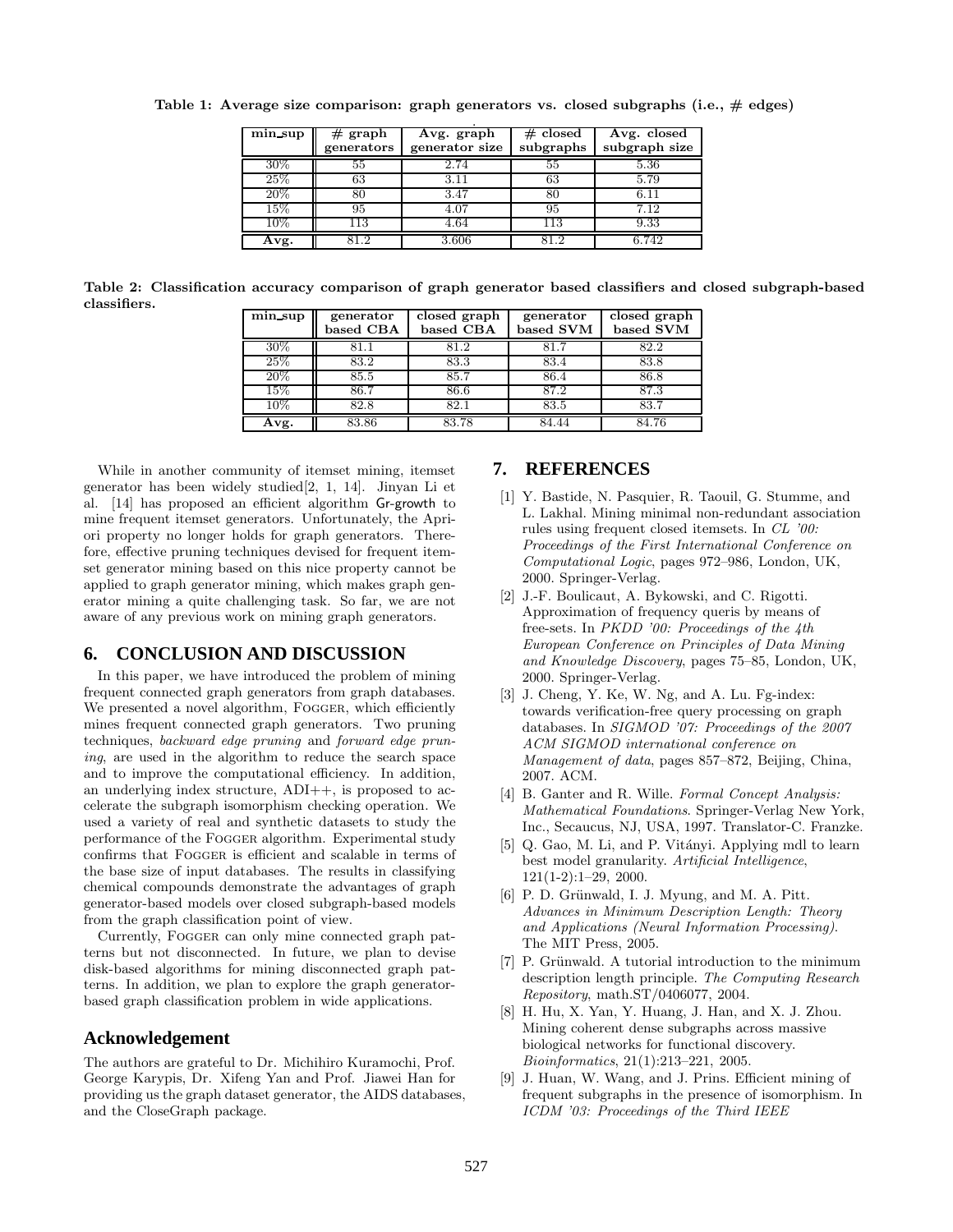**Table 1: Average size comparison: graph generators vs. closed subgraphs (i.e., # edges)**

| min_sup | # graph generators | Avg. graph generator size | # closed subgraphs | Avg. closed subgraph size |
|---|---|---|---|---|
| 30% | 55 | 2.74 | 55 | 5.36 |
| 25% | 63 | 3.11 | 63 | 5.79 |
| 20% | 80 | 3.47 | 80 | 6.11 |
| 15% | 95 | 4.07 | 95 | 7.12 |
| 10% | 113 | 4.64 | 113 | 9.33 |
| **Avg.** | 81.2 | 3.606 | 81.2 | 6.742 |

**Table 2: Classification accuracy comparison of graph generator based classifiers and closed subgraph-based classifiers.**

| min_sup | generator based CBA | closed graph based CBA | generator based SVM | closed graph based SVM |
|---|---|---|---|---|
| 30% | 81.1 | 81.2 | 81.7 | 82.2 |
| 25% | 83.2 | 83.3 | 83.4 | 83.8 |
| 20% | 85.5 | 85.7 | 86.4 | 86.8 |
| 15% | 86.7 | 86.6 | 87.2 | 87.3 |
| 10% | 82.8 | 82.1 | 83.5 | 83.7 |
| **Avg.** | 83.86 | 83.78 | 84.44 | 84.76 |

While in another community of itemset mining, itemset generator has been widely studied[2, 1, 14]. Jinyan Li et al. [14] has proposed an efficient algorithm Gr-growth to mine frequent itemset generators. Unfortunately, the Apriori property no longer holds for graph generators. Therefore, effective pruning techniques devised for frequent itemset generator mining based on this nice property cannot be applied to graph generator mining, which makes graph generator mining a quite challenging task. So far, we are not aware of any previous work on mining graph generators.

## 6. CONCLUSION AND DISCUSSION

In this paper, we have introduced the problem of mining frequent connected graph generators from graph databases. We presented a novel algorithm, FOGGER, which efficiently mines frequent connected graph generators. Two pruning techniques, *backward edge pruning* and *forward edge pruning*, are used in the algorithm to reduce the search space and to improve the computational efficiency. In addition, an underlying index structure, ADI++, is proposed to accelerate the subgraph isomorphism checking operation. We used a variety of real and synthetic datasets to study the performance of the FOGGER algorithm. Experimental study confirms that FOGGER is efficient and scalable in terms of the base size of input databases. The results in classifying chemical compounds demonstrate the advantages of graph generator-based models over closed subgraph-based models from the graph classification point of view.

Currently, FOGGER can only mine connected graph patterns but not disconnected. In future, we plan to devise disk-based algorithms for mining disconnected graph patterns. In addition, we plan to explore the graph generator-based graph classification problem in wide applications.

## Acknowledgement

The authors are grateful to Dr. Michihiro Kuramochi, Prof. George Karypis, Dr. Xifeng Yan and Prof. Jiawei Han for providing us the graph dataset generator, the AIDS databases, and the CloseGraph package.

## 7. REFERENCES

[1] Y. Bastide, N. Pasquier, R. Taouil, G. Stumme, and L. Lakhal. Mining minimal non-redundant association rules using frequent closed itemsets. In *CL '00: Proceedings of the First International Conference on Computational Logic*, pages 972–986, London, UK, 2000. Springer-Verlag.

[2] J.-F. Boulicaut, A. Bykowski, and C. Rigotti. Approximation of frequency queris by means of free-sets. In *PKDD '00: Proceedings of the 4th European Conference on Principles of Data Mining and Knowledge Discovery*, pages 75–85, London, UK, 2000. Springer-Verlag.

[3] J. Cheng, Y. Ke, W. Ng, and A. Lu. Fg-index: towards verification-free query processing on graph databases. In *SIGMOD '07: Proceedings of the 2007 ACM SIGMOD international conference on Management of data*, pages 857–872, Beijing, China, 2007. ACM.

[4] B. Ganter and R. Wille. *Formal Concept Analysis: Mathematical Foundations*. Springer-Verlag New York, Inc., Secaucus, NJ, USA, 1997. Translator-C. Franzke.

[5] Q. Gao, M. Li, and P. Vitányi. Applying mdl to learn best model granularity. *Artificial Intelligence*, 121(1-2):1–29, 2000.

[6] P. D. Grünwald, I. J. Myung, and M. A. Pitt. *Advances in Minimum Description Length: Theory and Applications (Neural Information Processing)*. The MIT Press, 2005.

[7] P. Grünwald. A tutorial introduction to the minimum description length principle. *The Computing Research Repository*, math.ST/0406077, 2004.

[8] H. Hu, X. Yan, Y. Huang, J. Han, and X. J. Zhou. Mining coherent dense subgraphs across massive biological networks for functional discovery. *Bioinformatics*, 21(1):213–221, 2005.

[9] J. Huan, W. Wang, and J. Prins. Efficient mining of frequent subgraphs in the presence of isomorphism. In *ICDM '03: Proceedings of the Third IEEE*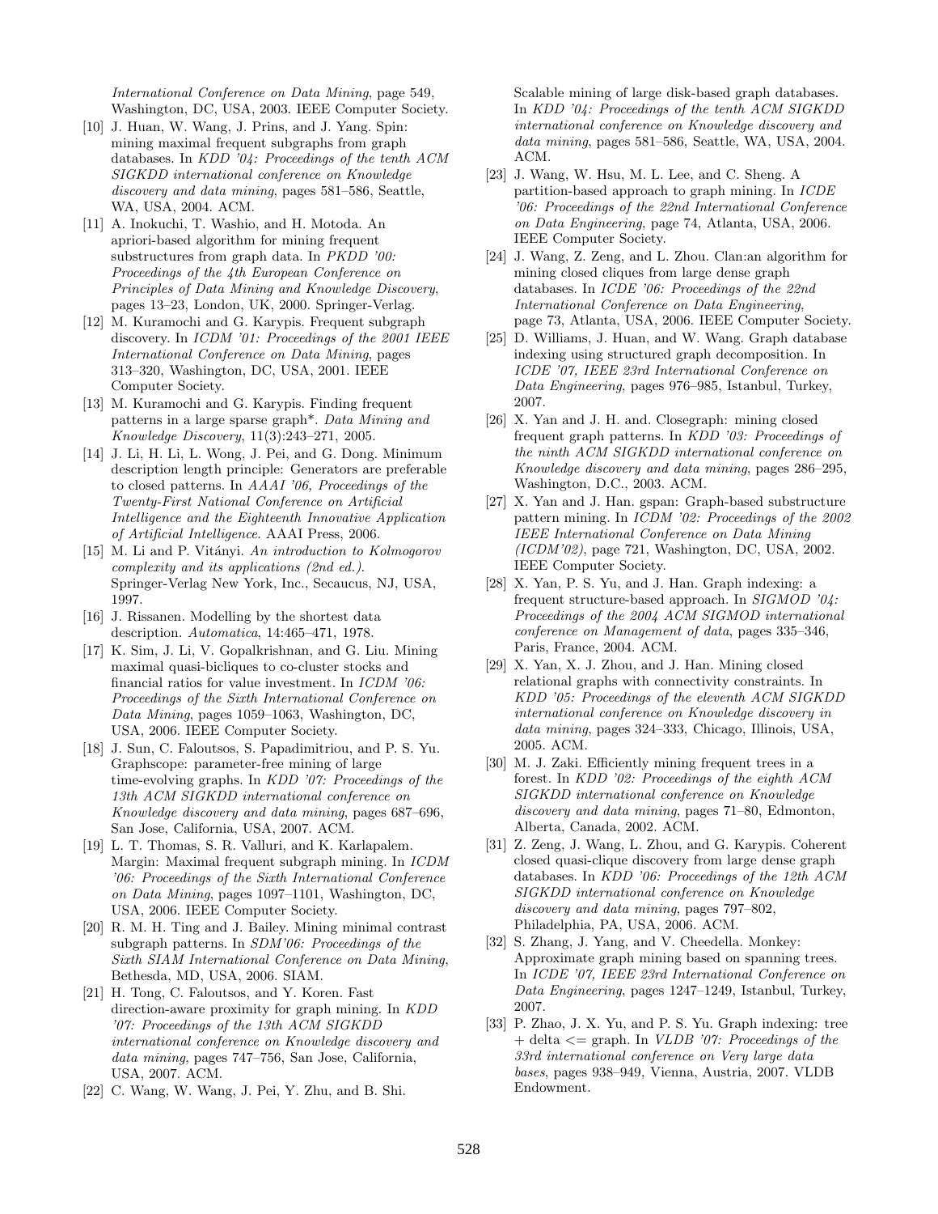International Conference on Data Mining*, page 549, Washington, DC, USA, 2003. IEEE Computer Society.

[10] J. Huan, W. Wang, J. Prins, and J. Yang. Spin: mining maximal frequent subgraphs from graph databases. In *KDD '04: Proceedings of the tenth ACM SIGKDD international conference on Knowledge discovery and data mining*, pages 581–586, Seattle, WA, USA, 2004. ACM.

[11] A. Inokuchi, T. Washio, and H. Motoda. An apriori-based algorithm for mining frequent substructures from graph data. In *PKDD '00: Proceedings of the 4th European Conference on Principles of Data Mining and Knowledge Discovery*, pages 13–23, London, UK, 2000. Springer-Verlag.

[12] M. Kuramochi and G. Karypis. Frequent subgraph discovery. In *ICDM '01: Proceedings of the 2001 IEEE International Conference on Data Mining*, pages 313–320, Washington, DC, USA, 2001. IEEE Computer Society.

[13] M. Kuramochi and G. Karypis. Finding frequent patterns in a large sparse graph*. *Data Mining and Knowledge Discovery*, 11(3):243–271, 2005.

[14] J. Li, H. Li, L. Wong, J. Pei, and G. Dong. Minimum description length principle: Generators are preferable to closed patterns. In *AAAI '06, Proceedings of the Twenty-First National Conference on Artificial Intelligence and the Eighteenth Innovative Application of Artificial Intelligence*. AAAI Press, 2006.

[15] M. Li and P. Vitányi. *An introduction to Kolmogorov complexity and its applications (2nd ed.)*. Springer-Verlag New York, Inc., Secaucus, NJ, USA, 1997.

[16] J. Rissanen. Modelling by the shortest data description. *Automatica*, 14:465–471, 1978.

[17] K. Sim, J. Li, V. Gopalkrishnan, and G. Liu. Mining maximal quasi-bicliques to co-cluster stocks and financial ratios for value investment. In *ICDM '06: Proceedings of the Sixth International Conference on Data Mining*, pages 1059–1063, Washington, DC, USA, 2006. IEEE Computer Society.

[18] J. Sun, C. Faloutsos, S. Papadimitriou, and P. S. Yu. Graphscope: parameter-free mining of large time-evolving graphs. In *KDD '07: Proceedings of the 13th ACM SIGKDD international conference on Knowledge discovery and data mining*, pages 687–696, San Jose, California, USA, 2007. ACM.

[19] L. T. Thomas, S. R. Valluri, and K. Karlapalem. Margin: Maximal frequent subgraph mining. In *ICDM '06: Proceedings of the Sixth International Conference on Data Mining*, pages 1097–1101, Washington, DC, USA, 2006. IEEE Computer Society.

[20] R. M. H. Ting and J. Bailey. Mining minimal contrast subgraph patterns. In *SDM'06: Proceedings of the Sixth SIAM International Conference on Data Mining*, Bethesda, MD, USA, 2006. SIAM.

[21] H. Tong, C. Faloutsos, and Y. Koren. Fast direction-aware proximity for graph mining. In *KDD '07: Proceedings of the 13th ACM SIGKDD international conference on Knowledge discovery and data mining*, pages 747–756, San Jose, California, USA, 2007. ACM.

[22] C. Wang, W. Wang, J. Pei, Y. Zhu, and B. Shi. Scalable mining of large disk-based graph databases. In *KDD '04: Proceedings of the tenth ACM SIGKDD international conference on Knowledge discovery and data mining*, pages 581–586, Seattle, WA, USA, 2004. ACM.

[23] J. Wang, W. Hsu, M. L. Lee, and C. Sheng. A partition-based approach to graph mining. In *ICDE '06: Proceedings of the 22nd International Conference on Data Engineering*, page 74, Atlanta, USA, 2006. IEEE Computer Society.

[24] J. Wang, Z. Zeng, and L. Zhou. Clan:an algorithm for mining closed cliques from large dense graph databases. In *ICDE '06: Proceedings of the 22nd International Conference on Data Engineering*, page 73, Atlanta, USA, 2006. IEEE Computer Society.

[25] D. Williams, J. Huan, and W. Wang. Graph database indexing using structured graph decomposition. In *ICDE '07, IEEE 23rd International Conference on Data Engineering*, pages 976–985, Istanbul, Turkey, 2007.

[26] X. Yan and J. H. and. Closegraph: mining closed frequent graph patterns. In *KDD '03: Proceedings of the ninth ACM SIGKDD international conference on Knowledge discovery and data mining*, pages 286–295, Washington, D.C., 2003. ACM.

[27] X. Yan and J. Han. gspan: Graph-based substructure pattern mining. In *ICDM '02: Proceedings of the 2002 IEEE International Conference on Data Mining (ICDM'02)*, page 721, Washington, DC, USA, 2002. IEEE Computer Society.

[28] X. Yan, P. S. Yu, and J. Han. Graph indexing: a frequent structure-based approach. In *SIGMOD '04: Proceedings of the 2004 ACM SIGMOD international conference on Management of data*, pages 335–346, Paris, France, 2004. ACM.

[29] X. Yan, X. J. Zhou, and J. Han. Mining closed relational graphs with connectivity constraints. In *KDD '05: Proceedings of the eleventh ACM SIGKDD international conference on Knowledge discovery in data mining*, pages 324–333, Chicago, Illinois, USA, 2005. ACM.

[30] M. J. Zaki. Efficiently mining frequent trees in a forest. In *KDD '02: Proceedings of the eighth ACM SIGKDD international conference on Knowledge discovery and data mining*, pages 71–80, Edmonton, Alberta, Canada, 2002. ACM.

[31] Z. Zeng, J. Wang, L. Zhou, and G. Karypis. Coherent closed quasi-clique discovery from large dense graph databases. In *KDD '06: Proceedings of the 12th ACM SIGKDD international conference on Knowledge discovery and data mining*, pages 797–802, Philadelphia, PA, USA, 2006. ACM.

[32] S. Zhang, J. Yang, and V. Cheedella. Monkey: Approximate graph mining based on spanning trees. In *ICDE '07, IEEE 23rd International Conference on Data Engineering*, pages 1247–1249, Istanbul, Turkey, 2007.

[33] P. Zhao, J. X. Yu, and P. S. Yu. Graph indexing: tree + delta <= graph. In *VLDB '07: Proceedings of the 33rd international conference on Very large data bases*, pages 938–949, Vienna, Austria, 2007. VLDB Endowment.